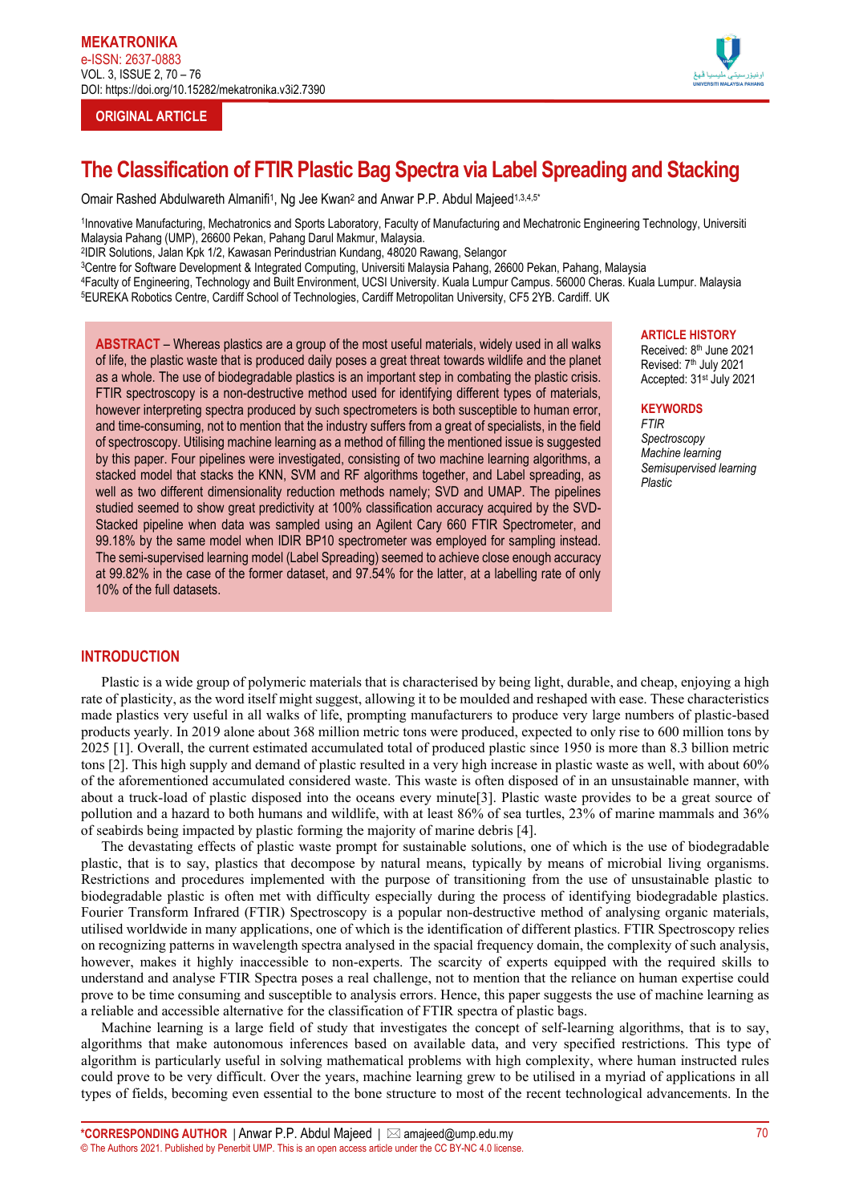ORIGINAL ARTICLE

# The Classification of FTIR Plastic Bag Spectra via Label Spreading and Stacking

Omair Rashed Abdulwareth Almanifi[1], Ng Jee Kwan[2] and Anwar P.P. Abdul Majeed[1,3,4,5*]

[1]Innovative Manufacturing, Mechatronics and Sports Laboratory, Faculty of Manufacturing and Mechatronic Engineering Technology, Universiti Malaysia Pahang (UMP), 26600 Pekan, Pahang Darul Makmur, Malaysia.
[2]IDIR Solutions, Jalan Kpk 1/2, Kawasan Perindustrian Kundang, 48020 Rawang, Selangor
[3]Centre for Software Development & Integrated Computing, Universiti Malaysia Pahang, 26600 Pekan, Pahang, Malaysia
[4]Faculty of Engineering, Technology and Built Environment, UCSI University. Kuala Lumpur Campus. 56000 Cheras. Kuala Lumpur. Malaysia
[5]EUREKA Robotics Centre, Cardiff School of Technologies, Cardiff Metropolitan University, CF5 2YB. Cardiff. UK

**ABSTRACT** – Whereas plastics are a group of the most useful materials, widely used in all walks of life, the plastic waste that is produced daily poses a great threat towards wildlife and the planet as a whole. The use of biodegradable plastics is an important step in combating the plastic crisis. FTIR spectroscopy is a non-destructive method used for identifying different types of materials, however interpreting spectra produced by such spectrometers is both susceptible to human error, and time-consuming, not to mention that the industry suffers from a great of specialists, in the field of spectroscopy. Utilising machine learning as a method of filling the mentioned issue is suggested by this paper. Four pipelines were investigated, consisting of two machine learning algorithms, a stacked model that stacks the KNN, SVM and RF algorithms together, and Label spreading, as well as two different dimensionality reduction methods namely; SVD and UMAP. The pipelines studied seemed to show great predictivity at 100% classification accuracy acquired by the SVD-Stacked pipeline when data was sampled using an Agilent Cary 660 FTIR Spectrometer, and 99.18% by the same model when IDIR BP10 spectrometer was employed for sampling instead. The semi-supervised learning model (Label Spreading) seemed to achieve close enough accuracy at 99.82% in the case of the former dataset, and 97.54% for the latter, at a labelling rate of only 10% of the full datasets.

**ARTICLE HISTORY**
Received: 8th June 2021
Revised: 7th July 2021
Accepted: 31st July 2021

**KEYWORDS**
*FTIR*
*Spectroscopy*
*Machine learning*
*Semisupervised learning*
*Plastic*

## INTRODUCTION

Plastic is a wide group of polymeric materials that is characterised by being light, durable, and cheap, enjoying a high rate of plasticity, as the word itself might suggest, allowing it to be moulded and reshaped with ease. These characteristics made plastics very useful in all walks of life, prompting manufacturers to produce very large numbers of plastic-based products yearly. In 2019 alone about 368 million metric tons were produced, expected to only rise to 600 million tons by 2025 [1]. Overall, the current estimated accumulated total of produced plastic since 1950 is more than 8.3 billion metric tons [2]. This high supply and demand of plastic resulted in a very high increase in plastic waste as well, with about 60% of the aforementioned accumulated considered waste. This waste is often disposed of in an unsustainable manner, with about a truck-load of plastic disposed into the oceans every minute[3]. Plastic waste provides to be a great source of pollution and a hazard to both humans and wildlife, with at least 86% of sea turtles, 23% of marine mammals and 36% of seabirds being impacted by plastic forming the majority of marine debris [4].

The devastating effects of plastic waste prompt for sustainable solutions, one of which is the use of biodegradable plastic, that is to say, plastics that decompose by natural means, typically by means of microbial living organisms. Restrictions and procedures implemented with the purpose of transitioning from the use of unsustainable plastic to biodegradable plastic is often met with difficulty especially during the process of identifying biodegradable plastics. Fourier Transform Infrared (FTIR) Spectroscopy is a popular non-destructive method of analysing organic materials, utilised worldwide in many applications, one of which is the identification of different plastics. FTIR Spectroscopy relies on recognizing patterns in wavelength spectra analysed in the spacial frequency domain, the complexity of such analysis, however, makes it highly inaccessible to non-experts. The scarcity of experts equipped with the required skills to understand and analyse FTIR Spectra poses a real challenge, not to mention that the reliance on human expertise could prove to be time consuming and susceptible to analysis errors. Hence, this paper suggests the use of machine learning as a reliable and accessible alternative for the classification of FTIR spectra of plastic bags.

Machine learning is a large field of study that investigates the concept of self-learning algorithms, that is to say, algorithms that make autonomous inferences based on available data, and very specified restrictions. This type of algorithm is particularly useful in solving mathematical problems with high complexity, where human instructed rules could prove to be very difficult. Over the years, machine learning grew to be utilised in a myriad of applications in all types of fields, becoming even essential to the bone structure to most of the recent technological advancements. In the

*CORRESPONDING AUTHOR | Anwar P.P. Abdul Majeed | amajeed@ump.edu.my
© The Authors 2021. Published by Penerbit UMP. This is an open access article under the CC BY-NC 4.0 license.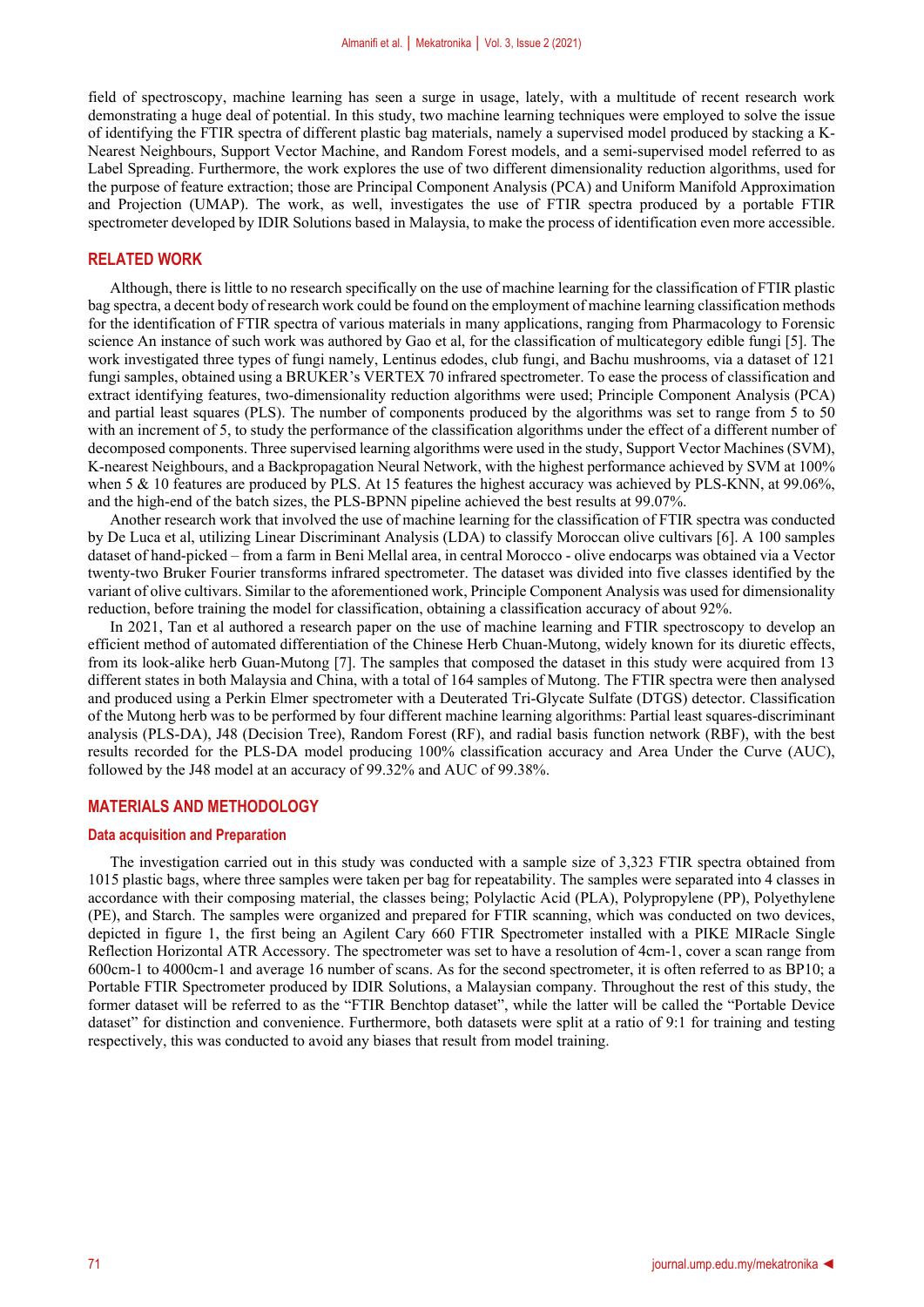field of spectroscopy, machine learning has seen a surge in usage, lately, with a multitude of recent research work demonstrating a huge deal of potential. In this study, two machine learning techniques were employed to solve the issue of identifying the FTIR spectra of different plastic bag materials, namely a supervised model produced by stacking a K-Nearest Neighbours, Support Vector Machine, and Random Forest models, and a semi-supervised model referred to as Label Spreading. Furthermore, the work explores the use of two different dimensionality reduction algorithms, used for the purpose of feature extraction; those are Principal Component Analysis (PCA) and Uniform Manifold Approximation and Projection (UMAP). The work, as well, investigates the use of FTIR spectra produced by a portable FTIR spectrometer developed by IDIR Solutions based in Malaysia, to make the process of identification even more accessible.

## RELATED WORK

Although, there is little to no research specifically on the use of machine learning for the classification of FTIR plastic bag spectra, a decent body of research work could be found on the employment of machine learning classification methods for the identification of FTIR spectra of various materials in many applications, ranging from Pharmacology to Forensic science An instance of such work was authored by Gao et al, for the classification of multicategory edible fungi [5]. The work investigated three types of fungi namely, Lentinus edodes, club fungi, and Bachu mushrooms, via a dataset of 121 fungi samples, obtained using a BRUKER's VERTEX 70 infrared spectrometer. To ease the process of classification and extract identifying features, two-dimensionality reduction algorithms were used; Principal Component Analysis (PCA) and partial least squares (PLS). The number of components produced by the algorithms was set to range from 5 to 50 with an increment of 5, to study the performance of the classification algorithms under the effect of a different number of decomposed components. Three supervised learning algorithms were used in the study, Support Vector Machines (SVM), K-nearest Neighbours, and a Backpropagation Neural Network, with the highest performance achieved by SVM at 100% when 5 & 10 features are produced by PLS. At 15 features the highest accuracy was achieved by PLS-KNN, at 99.06%, and the high-end of the batch sizes, the PLS-BPNN pipeline achieved the best results at 99.07%.

Another research work that involved the use of machine learning for the classification of FTIR spectra was conducted by De Luca et al, utilizing Linear Discriminant Analysis (LDA) to classify Moroccan olive cultivars [6]. A 100 samples dataset of hand-picked – from a farm in Beni Mellal area, in central Morocco - olive endocarps was obtained via a Vector twenty-two Bruker Fourier transforms infrared spectrometer. The dataset was divided into five classes identified by the variant of olive cultivars. Similar to the aforementioned work, Principle Component Analysis was used for dimensionality reduction, before training the model for classification, obtaining a classification accuracy of about 92%.

In 2021, Tan et al authored a research paper on the use of machine learning and FTIR spectroscopy to develop an efficient method of automated differentiation of the Chinese Herb Chuan-Mutong, widely known for its diuretic effects, from its look-alike herb Guan-Mutong [7]. The samples that composed the dataset in this study were acquired from 13 different states in both Malaysia and China, with a total of 164 samples of Mutong. The FTIR spectra were then analysed and produced using a Perkin Elmer spectrometer with a Deuterated Tri-Glycate Sulfate (DTGS) detector. Classification of the Mutong herb was to be performed by four different machine learning algorithms: Partial least squares-discriminant analysis (PLS-DA), J48 (Decision Tree), Random Forest (RF), and radial basis function network (RBF), with the best results recorded for the PLS-DA model producing 100% classification accuracy and Area Under the Curve (AUC), followed by the J48 model at an accuracy of 99.32% and AUC of 99.38%.

## MATERIALS AND METHODOLOGY

### Data acquisition and Preparation

The investigation carried out in this study was conducted with a sample size of 3,323 FTIR spectra obtained from 1015 plastic bags, where three samples were taken per bag for repeatability. The samples were separated into 4 classes in accordance with their composing material, the classes being; Polylactic Acid (PLA), Polypropylene (PP), Polyethylene (PE), and Starch. The samples were organized and prepared for FTIR scanning, which was conducted on two devices, depicted in figure 1, the first being an Agilent Cary 660 FTIR Spectrometer installed with a PIKE MIRacle Single Reflection Horizontal ATR Accessory. The spectrometer was set to have a resolution of 4cm-1, cover a scan range from 600cm-1 to 4000cm-1 and average 16 number of scans. As for the second spectrometer, it is often referred to as BP10; a Portable FTIR Spectrometer produced by IDIR Solutions, a Malaysian company. Throughout the rest of this study, the former dataset will be referred to as the "FTIR Benchtop dataset", while the latter will be called the "Portable Device dataset" for distinction and convenience. Furthermore, both datasets were split at a ratio of 9:1 for training and testing respectively, this was conducted to avoid any biases that result from model training.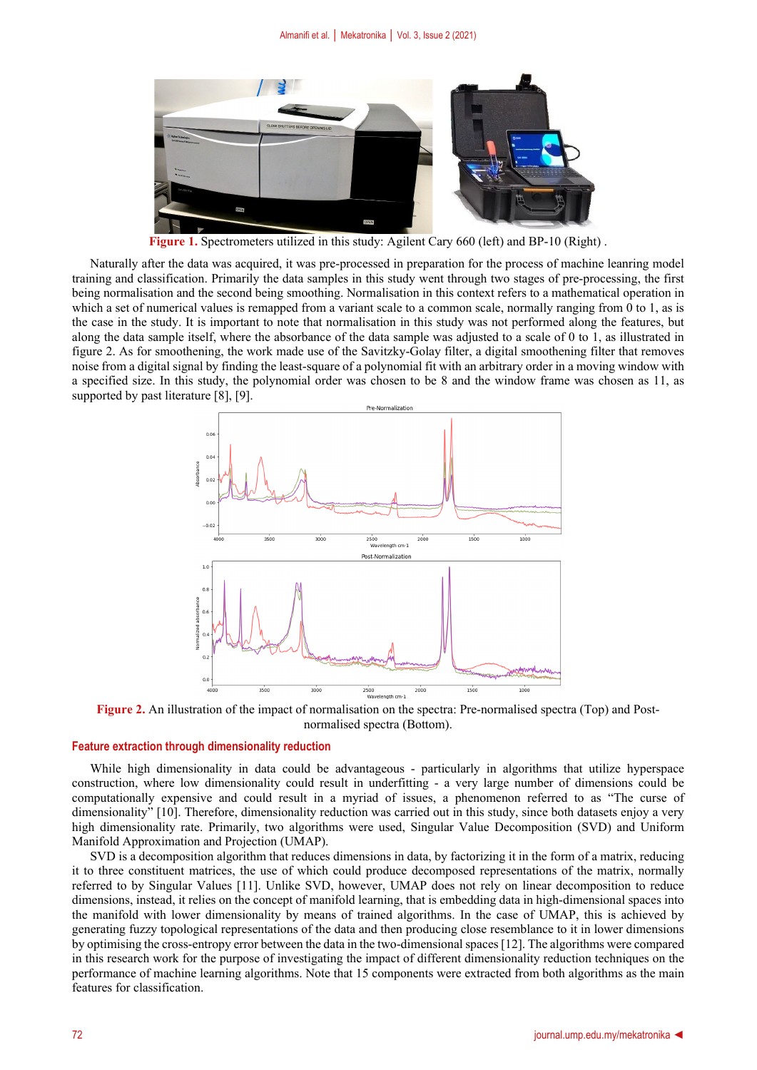Figure 1. Spectrometers utilized in this study: Agilent Cary 660 (left) and BP-10 (Right) .

Naturally after the data was acquired, it was pre-processed in preparation for the process of machine leanring model training and classification. Primarily the data samples in this study went through two stages of pre-processing, the first being normalisation and the second being smoothing. Normalisation in this context refers to a mathematical operation in which a set of numerical values is remapped from a variant scale to a common scale, normally ranging from 0 to 1, as is the case in the study. It is important to note that normalisation in this study was not performed along the features, but along the data sample itself, where the absorbance of the data sample was adjusted to a scale of 0 to 1, as illustrated in figure 2. As for smoothening, the work made use of the Savitzky-Golay filter, a digital smoothening filter that removes noise from a digital signal by finding the least-square of a polynomial fit with an arbitrary order in a moving window with a specified size. In this study, the polynomial order was chosen to be 8 and the window frame was chosen as 11, as supported by past literature [8], [9].

Figure 2. An illustration of the impact of normalisation on the spectra: Pre-normalised spectra (Top) and Post-normalised spectra (Bottom).

## Feature extraction through dimensionality reduction

While high dimensionality in data could be advantageous - particularly in algorithms that utilize hyperspace construction, where low dimensionality could result in underfitting - a very large number of dimensions could be computationally expensive and could result in a myriad of issues, a phenomenon referred to as "The curse of dimensionality" [10]. Therefore, dimensionality reduction was carried out in this study, since both datasets enjoy a very high dimensionality rate. Primarily, two algorithms were used, Singular Value Decomposition (SVD) and Uniform Manifold Approximation and Projection (UMAP).

SVD is a decomposition algorithm that reduces dimensions in data, by factorizing it in the form of a matrix, reducing it to three constituent matrices, the use of which could produce decomposed representations of the matrix, normally referred to by Singular Values [11]. Unlike SVD, however, UMAP does not rely on linear decomposition to reduce dimensions, instead, it relies on the concept of manifold learning, that is embedding data in high-dimensional spaces into the manifold with lower dimensionality by means of trained algorithms. In the case of UMAP, this is achieved by generating fuzzy topological representations of the data and then producing close resemblance to it in lower dimensions by optimising the cross-entropy error between the data in the two-dimensional spaces [12]. The algorithms were compared in this research work for the purpose of investigating the impact of different dimensionality reduction techniques on the performance of machine learning algorithms. Note that 15 components were extracted from both algorithms as the main features for classification.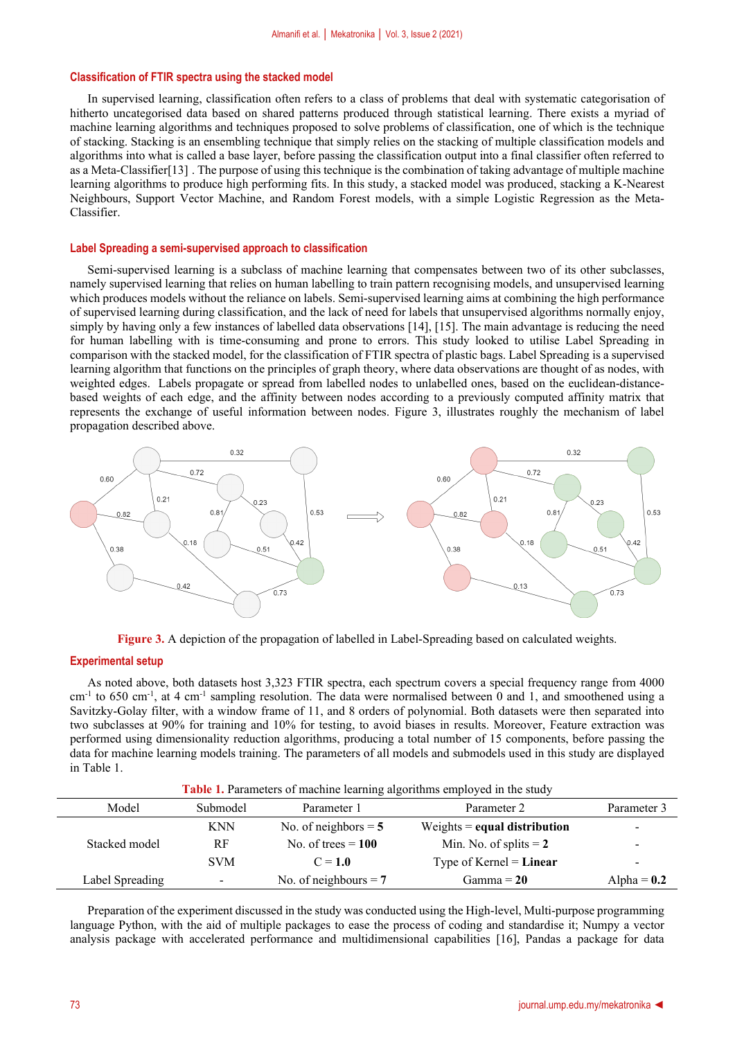## Classification of FTIR spectra using the stacked model

In supervised learning, classification often refers to a class of problems that deal with systematic categorisation of hitherto uncategorised data based on shared patterns produced through statistical learning. There exists a myriad of machine learning algorithms and techniques proposed to solve problems of classification, one of which is the technique of stacking. Stacking is an ensembling technique that simply relies on the stacking of multiple classification models and algorithms into what is called a base layer, before passing the classification output into a final classifier often referred to as a Meta-Classifier[13] . The purpose of using this technique is the combination of taking advantage of multiple machine learning algorithms to produce high performing fits. In this study, a stacked model was produced, stacking a K-Nearest Neighbours, Support Vector Machine, and Random Forest models, with a simple Logistic Regression as the Meta-Classifier.

## Label Spreading a semi-supervised approach to classification

Semi-supervised learning is a subclass of machine learning that compensates between two of its other subclasses, namely supervised learning that relies on human labelling to train pattern recognising models, and unsupervised learning which produces models without the reliance on labels. Semi-supervised learning aims at combining the high performance of supervised learning during classification, and the lack of need for labels that unsupervised algorithms normally enjoy, simply by having only a few instances of labelled data observations [14], [15]. The main advantage is reducing the need for human labelling with is time-consuming and prone to errors. This study looked to utilise Label Spreading in comparison with the stacked model, for the classification of FTIR spectra of plastic bags. Label Spreading is a supervised learning algorithm that functions on the principles of graph theory, where data observations are thought of as nodes, with weighted edges. Labels propagate or spread from labelled nodes to unlabelled ones, based on the euclidean-distance-based weights of each edge, and the affinity between nodes according to a previously computed affinity matrix that represents the exchange of useful information between nodes. Figure 3, illustrates roughly the mechanism of label propagation described above.

**Figure 3.** A depiction of the propagation of labelled in Label-Spreading based on calculated weights.

## Experimental setup

As noted above, both datasets host 3,323 FTIR spectra, each spectrum covers a special frequency range from 4000 $cm^{-1}$ to 650 $cm^{-1}$, at 4 $cm^{-1}$ sampling resolution. The data were normalised between 0 and 1, and smoothened using a Savitzky-Golay filter, with a window frame of 11, and 8 orders of polynomial. Both datasets were then separated into two subclasses at 90% for training and 10% for testing, to avoid biases in results. Moreover, Feature extraction was performed using dimensionality reduction algorithms, producing a total number of 15 components, before passing the data for machine learning models training. The parameters of all models and submodels used in this study are displayed in Table 1.

**Table 1.** Parameters of machine learning algorithms employed in the study

| Model | Submodel | Parameter 1 | Parameter 2 | Parameter 3 |
|---|---|---|---|---|
| Stacked model | KNN | No. of neighbors = **5** | Weights = **equal distribution** | - |
| | RF | No. of trees = **100** | Min. No. of splits = **2** | - |
| | SVM | C = **1.0** | Type of Kernel = **Linear** | - |
| Label Spreading | - | No. of neighbours = **7** | Gamma = **20** | Alpha = **0.2** |

Preparation of the experiment discussed in the study was conducted using the High-level, Multi-purpose programming language Python, with the aid of multiple packages to ease the process of coding and standardise it; Numpy a vector analysis package with accelerated performance and multidimensional capabilities [16], Pandas a package for data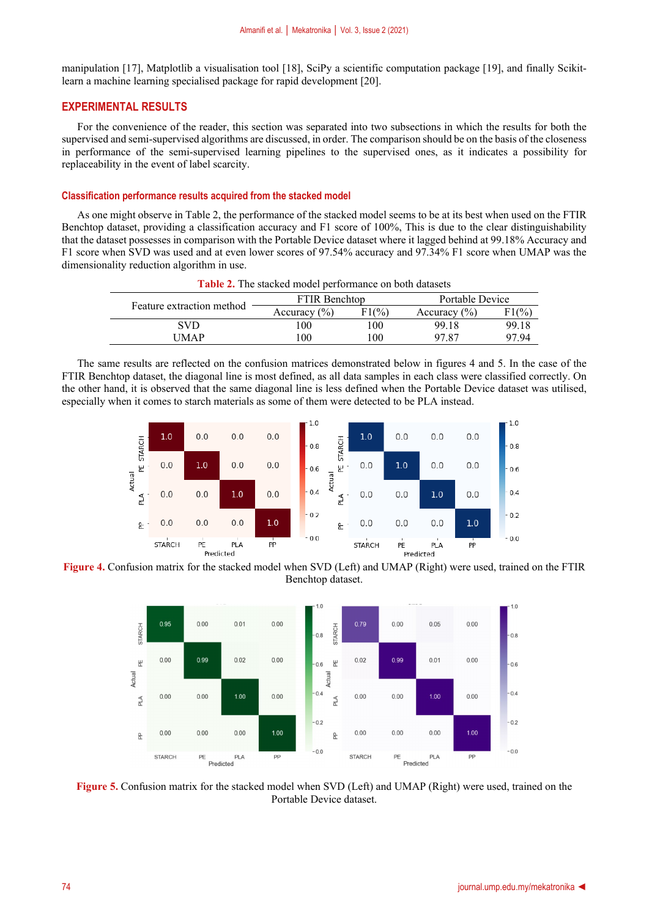manipulation [17], Matplotlib a visualisation tool [18], SciPy a scientific computation package [19], and finally Scikit-learn a machine learning specialised package for rapid development [20].

## EXPERIMENTAL RESULTS

For the convenience of the reader, this section was separated into two subsections in which the results for both the supervised and semi-supervised algorithms are discussed, in order. The comparison should be on the basis of the closeness in performance of the semi-supervised learning pipelines to the supervised ones, as it indicates a possibility for replaceability in the event of label scarcity.

### Classification performance results acquired from the stacked model

As one might observe in Table 2, the performance of the stacked model seems to be at its best when used on the FTIR Benchtop dataset, providing a classification accuracy and F1 score of 100%, This is due to the clear distinguishability that the dataset possesses in comparison with the Portable Device dataset where it lagged behind at 99.18% Accuracy and F1 score when SVD was used and at even lower scores of 97.54% accuracy and 97.34% F1 score when UMAP was the dimensionality reduction algorithm in use.

**Table 2.** The stacked model performance on both datasets

| Feature extraction method | FTIR Benchtop | | Portable Device | |
|---|---|---|---|---|
| | Accuracy (%) | F1(%) | Accuracy (%) | F1(%) |
| SVD | 100 | 100 | 99.18 | 99.18 |
| UMAP | 100 | 100 | 97.87 | 97.94 |

The same results are reflected on the confusion matrices demonstrated below in figures 4 and 5. In the case of the FTIR Benchtop dataset, the diagonal line is most defined, as all data samples in each class were classified correctly. On the other hand, it is observed that the same diagonal line is less defined when the Portable Device dataset was utilised, especially when it comes to starch materials as some of them were detected to be PLA instead.

**Figure 4.** Confusion matrix for the stacked model when SVD (Left) and UMAP (Right) were used, trained on the FTIR Benchtop dataset.

**Figure 5.** Confusion matrix for the stacked model when SVD (Left) and UMAP (Right) were used, trained on the Portable Device dataset.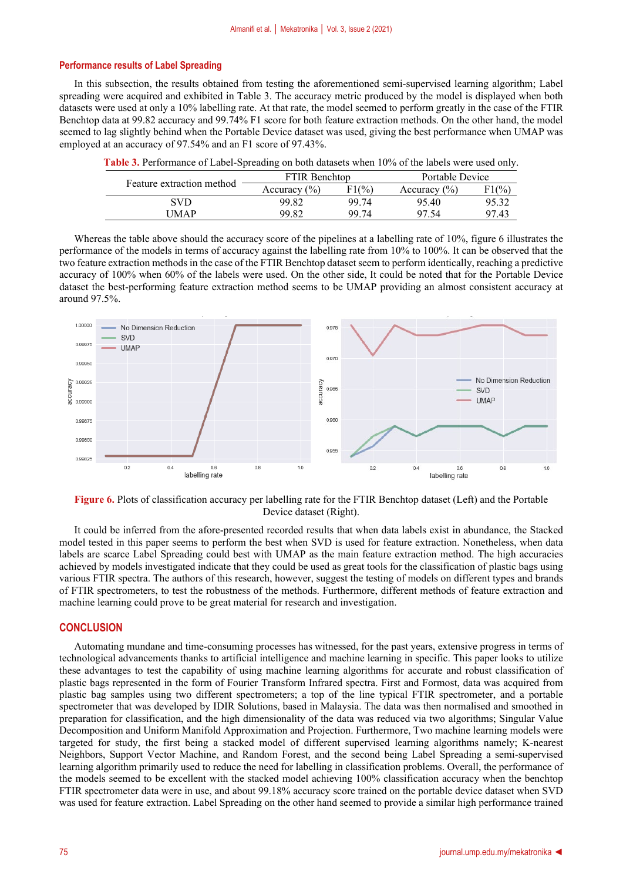### Performance results of Label Spreading

In this subsection, the results obtained from testing the aforementioned semi-supervised learning algorithm; Label spreading were acquired and exhibited in Table 3. The accuracy metric produced by the model is displayed when both datasets were used at only a 10% labelling rate. At that rate, the model seemed to perform greatly in the case of the FTIR Benchtop data at 99.82 accuracy and 99.74% F1 score for both feature extraction methods. On the other hand, the model seemed to lag slightly behind when the Portable Device dataset was used, giving the best performance when UMAP was employed at an accuracy of 97.54% and an F1 score of 97.43%.

**Table 3.** Performance of Label-Spreading on both datasets when 10% of the labels were used only.

| Feature extraction method | FTIR Benchtop | | Portable Device | |
|---|---|---|---|---|
| | Accuracy (%) | F1(%) | Accuracy (%) | F1(%) |
| SVD | 99.82 | 99.74 | 95.40 | 95.32 |
| UMAP | 99.82 | 99.74 | 97.54 | 97.43 |

Whereas the table above should the accuracy score of the pipelines at a labelling rate of 10%, figure 6 illustrates the performance of the models in terms of accuracy against the labelling rate from 10% to 100%. It can be observed that the two feature extraction methods in the case of the FTIR Benchtop dataset seem to perform identically, reaching a predictive accuracy of 100% when 60% of the labels were used. On the other side, It could be noted that for the Portable Device dataset the best-performing feature extraction method seems to be UMAP providing an almost consistent accuracy at around 97.5%.

**Figure 6.** Plots of classification accuracy per labelling rate for the FTIR Benchtop dataset (Left) and the Portable Device dataset (Right).

It could be inferred from the afore-presented recorded results that when data labels exist in abundance, the Stacked model tested in this paper seems to perform the best when SVD is used for feature extraction. Nonetheless, when data labels are scarce Label Spreading could best with UMAP as the main feature extraction method. The high accuracies achieved by models investigated indicate that they could be used as great tools for the classification of plastic bags using various FTIR spectra. The authors of this research, however, suggest the testing of models on different types and brands of FTIR spectrometers, to test the robustness of the methods. Furthermore, different methods of feature extraction and machine learning could prove to be great material for research and investigation.

## CONCLUSION

Automating mundane and time-consuming processes has witnessed, for the past years, extensive progress in terms of technological advancements thanks to artificial intelligence and machine learning in specific. This paper looks to utilize these advantages to test the capability of using machine learning algorithms for accurate and robust classification of plastic bags represented in the form of Fourier Transform Infrared spectra. First and Formost, data was acquired from plastic bag samples using two different spectrometers; a top of the line typical FTIR spectrometer, and a portable spectrometer that was developed by IDIR Solutions, based in Malaysia. The data was then normalised and smoothed in preparation for classification, and the high dimensionality of the data was reduced via two algorithms; Singular Value Decomposition and Uniform Manifold Approximation and Projection. Furthermore, Two machine learning models were targeted for study, the first being a stacked model of different supervised learning algorithms namely; K-nearest Neighbors, Support Vector Machine, and Random Forest, and the second being Label Spreading a semi-supervised learning algorithm primarily used to reduce the need for labelling in classification problems. Overall, the performance of the models seemed to be excellent with the stacked model achieving 100% classification accuracy when the benchtop FTIR spectrometer data were in use, and about 99.18% accuracy score trained on the portable device dataset when SVD was used for feature extraction. Label Spreading on the other hand seemed to provide a similar high performance trained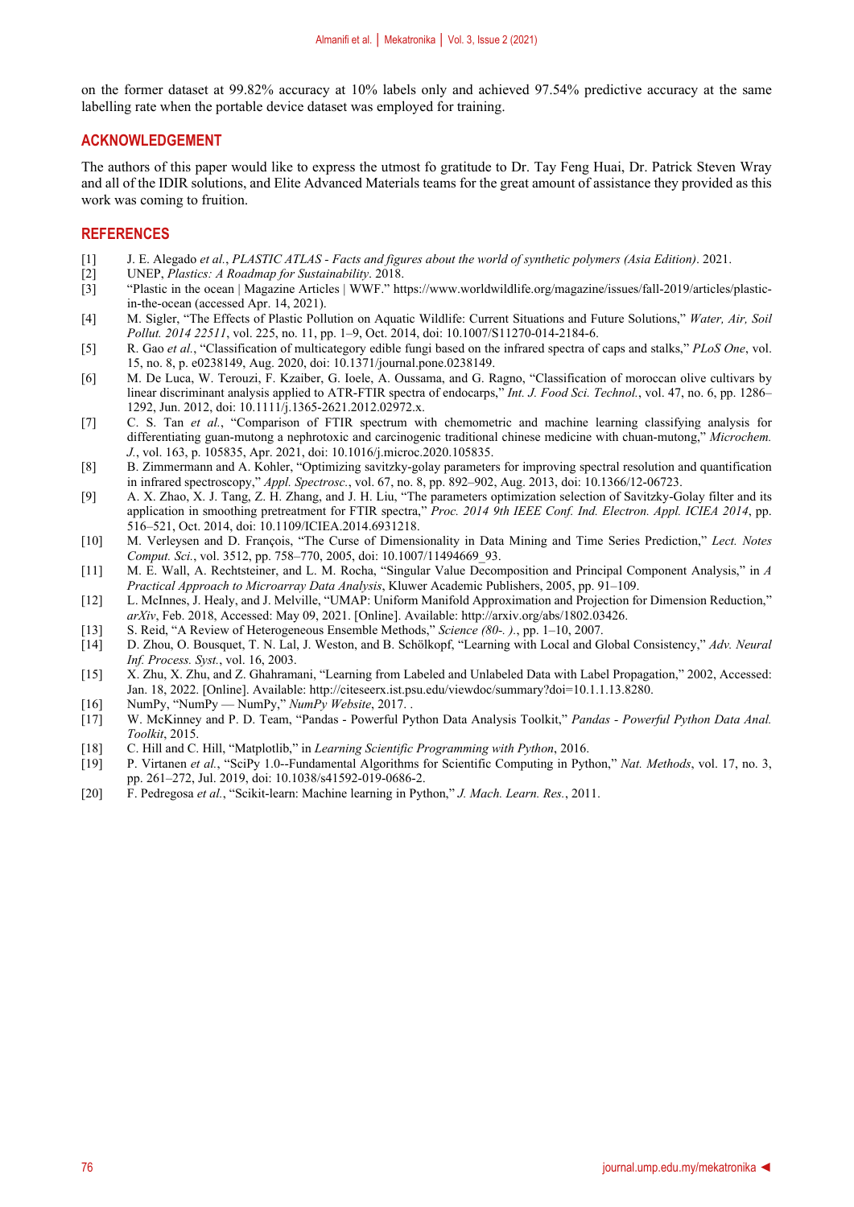on the former dataset at 99.82% accuracy at 10% labels only and achieved 97.54% predictive accuracy at the same labelling rate when the portable device dataset was employed for training.

## ACKNOWLEDGEMENT

The authors of this paper would like to express the utmost fo gratitude to Dr. Tay Feng Huai, Dr. Patrick Steven Wray and all of the IDIR solutions, and Elite Advanced Materials teams for the great amount of assistance they provided as this work was coming to fruition.

## REFERENCES

[1] J. E. Alegado *et al.*, *PLASTIC ATLAS - Facts and figures about the world of synthetic polymers (Asia Edition)*. 2021.

[2] UNEP, *Plastics: A Roadmap for Sustainability*. 2018.

[3] "Plastic in the ocean | Magazine Articles | WWF." https://www.worldwildlife.org/magazine/issues/fall-2019/articles/plastic-in-the-ocean (accessed Apr. 14, 2021).

[4] M. Sigler, "The Effects of Plastic Pollution on Aquatic Wildlife: Current Situations and Future Solutions," *Water, Air, Soil Pollut. 2014 22511*, vol. 225, no. 11, pp. 1–9, Oct. 2014, doi: 10.1007/S11270-014-2184-6.

[5] R. Gao *et al.*, "Classification of multicategory edible fungi based on the infrared spectra of caps and stalks," *PLoS One*, vol. 15, no. 8, p. e0238149, Aug. 2020, doi: 10.1371/journal.pone.0238149.

[6] M. De Luca, W. Terouzi, F. Kzaiber, G. Ioele, A. Oussama, and G. Ragno, "Classification of moroccan olive cultivars by linear discriminant analysis applied to ATR-FTIR spectra of endocarps," *Int. J. Food Sci. Technol.*, vol. 47, no. 6, pp. 1286–1292, Jun. 2012, doi: 10.1111/j.1365-2621.2012.02972.x.

[7] C. S. Tan *et al.*, "Comparison of FTIR spectrum with chemometric and machine learning classifying analysis for differentiating guan-mutong a nephrotoxic and carcinogenic traditional chinese medicine with chuan-mutong," *Microchem. J.*, vol. 163, p. 105835, Apr. 2021, doi: 10.1016/j.microc.2020.105835.

[8] B. Zimmermann and A. Kohler, "Optimizing savitzky-golay parameters for improving spectral resolution and quantification in infrared spectroscopy," *Appl. Spectrosc.*, vol. 67, no. 8, pp. 892–902, Aug. 2013, doi: 10.1366/12-06723.

[9] A. X. Zhao, X. J. Tang, Z. H. Zhang, and J. H. Liu, "The parameters optimization selection of Savitzky-Golay filter and its application in smoothing pretreatment for FTIR spectra," *Proc. 2014 9th IEEE Conf. Ind. Electron. Appl. ICIEA 2014*, pp. 516–521, Oct. 2014, doi: 10.1109/ICIEA.2014.6931218.

[10] M. Verleysen and D. François, "The Curse of Dimensionality in Data Mining and Time Series Prediction," *Lect. Notes Comput. Sci.*, vol. 3512, pp. 758–770, 2005, doi: 10.1007/11494669_93.

[11] M. E. Wall, A. Rechtsteiner, and L. M. Rocha, "Singular Value Decomposition and Principal Component Analysis," in *A Practical Approach to Microarray Data Analysis*, Kluwer Academic Publishers, 2005, pp. 91–109.

[12] L. McInnes, J. Healy, and J. Melville, "UMAP: Uniform Manifold Approximation and Projection for Dimension Reduction," *arXiv*, Feb. 2018, Accessed: May 09, 2021. [Online]. Available: http://arxiv.org/abs/1802.03426.

[13] S. Reid, "A Review of Heterogeneous Ensemble Methods," *Science (80-. ).*, pp. 1–10, 2007.

[14] D. Zhou, O. Bousquet, T. N. Lal, J. Weston, and B. Schölkopf, "Learning with Local and Global Consistency," *Adv. Neural Inf. Process. Syst.*, vol. 16, 2003.

[15] X. Zhu, X. Zhu, and Z. Ghahramani, "Learning from Labeled and Unlabeled Data with Label Propagation," 2002, Accessed: Jan. 18, 2022. [Online]. Available: http://citeseerx.ist.psu.edu/viewdoc/summary?doi=10.1.1.13.8280.

[16] NumPy, "NumPy — NumPy," *NumPy Website*, 2017. .

[17] W. McKinney and P. D. Team, "Pandas - Powerful Python Data Analysis Toolkit," *Pandas - Powerful Python Data Anal. Toolkit*, 2015.

[18] C. Hill and C. Hill, "Matplotlib," in *Learning Scientific Programming with Python*, 2016.

[19] P. Virtanen *et al.*, "SciPy 1.0--Fundamental Algorithms for Scientific Computing in Python," *Nat. Methods*, vol. 17, no. 3, pp. 261–272, Jul. 2019, doi: 10.1038/s41592-019-0686-2.

[20] F. Pedregosa *et al.*, "Scikit-learn: Machine learning in Python," *J. Mach. Learn. Res.*, 2011.